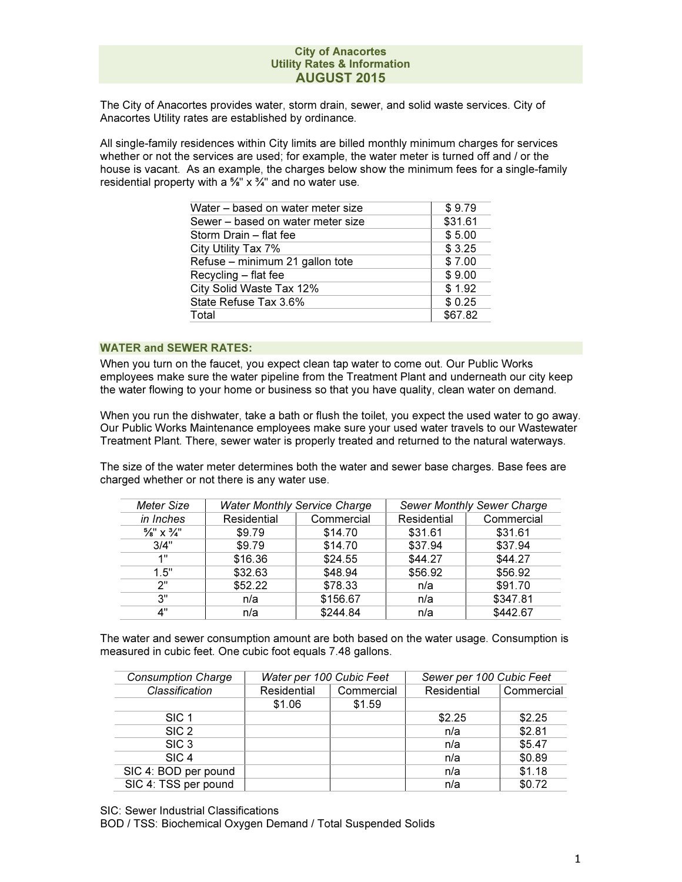# City of Anacortes
## Utility Rates & Information
## AUGUST 2015

The City of Anacortes provides water, storm drain, sewer, and solid waste services. City of Anacortes Utility rates are established by ordinance.

All single-family residences within City limits are billed monthly minimum charges for services whether or not the services are used; for example, the water meter is turned off and / or the house is vacant. As an example, the charges below show the minimum fees for a single-family residential property with a ⅝" x ¾" and no water use.

| | |
|---|---|
| Water – based on water meter size | $ 9.79 |
| Sewer – based on water meter size | $31.61 |
| Storm Drain – flat fee | $ 5.00 |
| City Utility Tax 7% | $ 3.25 |
| Refuse – minimum 21 gallon tote | $ 7.00 |
| Recycling – flat fee | $ 9.00 |
| City Solid Waste Tax 12% | $ 1.92 |
| State Refuse Tax 3.6% | $ 0.25 |
| Total | $67.82 |

### WATER and SEWER RATES:

When you turn on the faucet, you expect clean tap water to come out. Our Public Works employees make sure the water pipeline from the Treatment Plant and underneath our city keep the water flowing to your home or business so that you have quality, clean water on demand.

When you run the dishwater, take a bath or flush the toilet, you expect the used water to go away. Our Public Works Maintenance employees make sure your used water travels to our Wastewater Treatment Plant. There, sewer water is properly treated and returned to the natural waterways.

The size of the water meter determines both the water and sewer base charges. Base fees are charged whether or not there is any water use.

| *Meter Size* | *Water Monthly Service Charge* | | *Sewer Monthly Sewer Charge* | |
|---|---|---|---|---|
| *in Inches* | Residential | Commercial | Residential | Commercial |
| ⅝" x ¾" | $9.79 | $14.70 | $31.61 | $31.61 |
| 3/4" | $9.79 | $14.70 | $37.94 | $37.94 |
| 1" | $16.36 | $24.55 | $44.27 | $44.27 |
| 1.5" | $32.63 | $48.94 | $56.92 | $56.92 |
| 2" | $52.22 | $78.33 | n/a | $91.70 |
| 3" | n/a | $156.67 | n/a | $347.81 |
| 4" | n/a | $244.84 | n/a | $442.67 |

The water and sewer consumption amount are both based on the water usage. Consumption is measured in cubic feet. One cubic foot equals 7.48 gallons.

| *Consumption Charge* | *Water per 100 Cubic Feet* | | *Sewer per 100 Cubic Feet* | |
|---|---|---|---|---|
| *Classification* | Residential | Commercial | Residential | Commercial |
| | $1.06 | $1.59 | | |
| SIC 1 | | | $2.25 | $2.25 |
| SIC 2 | | | n/a | $2.81 |
| SIC 3 | | | n/a | $5.47 |
| SIC 4 | | | n/a | $0.89 |
| SIC 4: BOD per pound | | | n/a | $1.18 |
| SIC 4: TSS per pound | | | n/a | $0.72 |

SIC: Sewer Industrial Classifications
BOD / TSS: Biochemical Oxygen Demand / Total Suspended Solids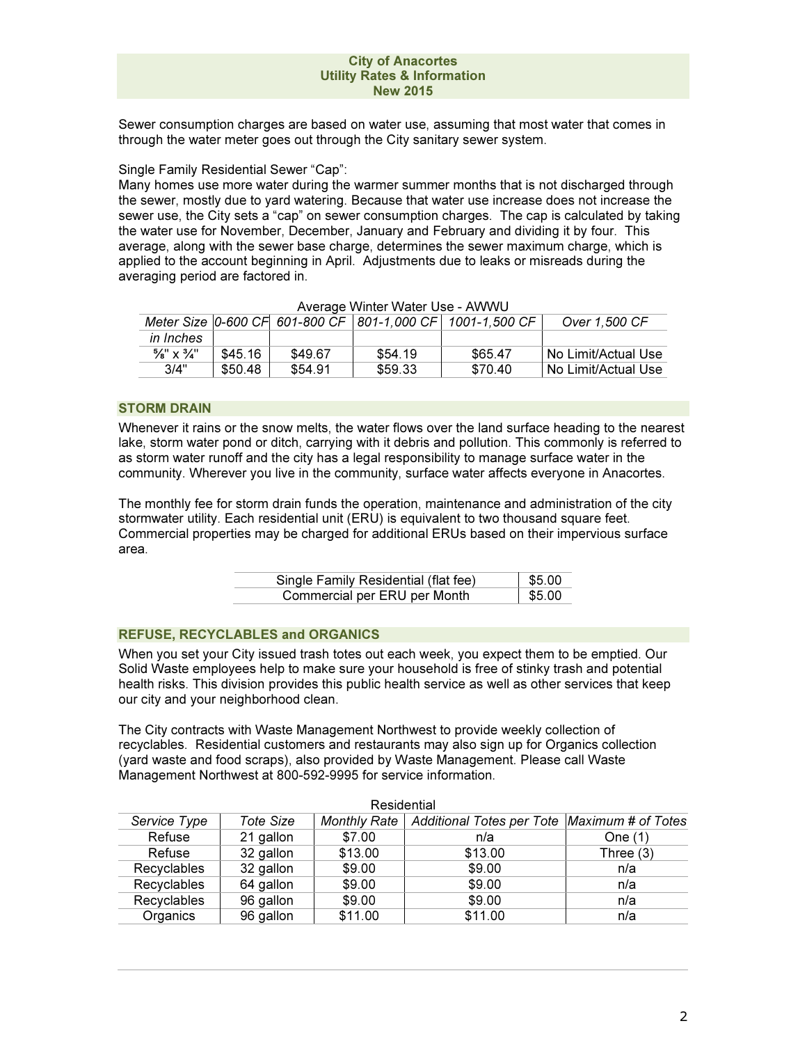Sewer consumption charges are based on water use, assuming that most water that comes in through the water meter goes out through the City sanitary sewer system.

Single Family Residential Sewer "Cap":
Many homes use more water during the warmer summer months that is not discharged through the sewer, mostly due to yard watering. Because that water use increase does not increase the sewer use, the City sets a "cap" on sewer consumption charges. The cap is calculated by taking the water use for November, December, January and February and dividing it by four. This average, along with the sewer base charge, determines the sewer maximum charge, which is applied to the account beginning in April. Adjustments due to leaks or misreads during the averaging period are factored in.

Average Winter Water Use - AWWU

| *Meter Size in Inches* | *0-600 CF* | *601-800 CF* | *801-1,000 CF* | *1001-1,500 CF* | *Over 1,500 CF* |
|---|---|---|---|---|---|
| ⅝" x ¾" | $45.16 | $49.67 | $54.19 | $65.47 | No Limit/Actual Use |
| 3/4" | $50.48 | $54.91 | $59.33 | $70.40 | No Limit/Actual Use |

## STORM DRAIN

Whenever it rains or the snow melts, the water flows over the land surface heading to the nearest lake, storm water pond or ditch, carrying with it debris and pollution. This commonly is referred to as storm water runoff and the city has a legal responsibility to manage surface water in the community. Wherever you live in the community, surface water affects everyone in Anacortes.

The monthly fee for storm drain funds the operation, maintenance and administration of the city stormwater utility. Each residential unit (ERU) is equivalent to two thousand square feet. Commercial properties may be charged for additional ERUs based on their impervious surface area.

| | |
|---|---|
| Single Family Residential (flat fee) | $5.00 |
| Commercial per ERU per Month | $5.00 |

## REFUSE, RECYCLABLES and ORGANICS

When you set your City issued trash totes out each week, you expect them to be emptied. Our Solid Waste employees help to make sure your household is free of stinky trash and potential health risks. This division provides this public health service as well as other services that keep our city and your neighborhood clean.

The City contracts with Waste Management Northwest to provide weekly collection of recyclables. Residential customers and restaurants may also sign up for Organics collection (yard waste and food scraps), also provided by Waste Management. Please call Waste Management Northwest at 800-592-9995 for service information.

Residential

| *Service Type* | *Tote Size* | *Monthly Rate* | *Additional Totes per Tote* | *Maximum # of Totes* |
|---|---|---|---|---|
| Refuse | 21 gallon | $7.00 | n/a | One (1) |
| Refuse | 32 gallon | $13.00 | $13.00 | Three (3) |
| Recyclables | 32 gallon | $9.00 | $9.00 | n/a |
| Recyclables | 64 gallon | $9.00 | $9.00 | n/a |
| Recyclables | 96 gallon | $9.00 | $9.00 | n/a |
| Organics | 96 gallon | $11.00 | $11.00 | n/a |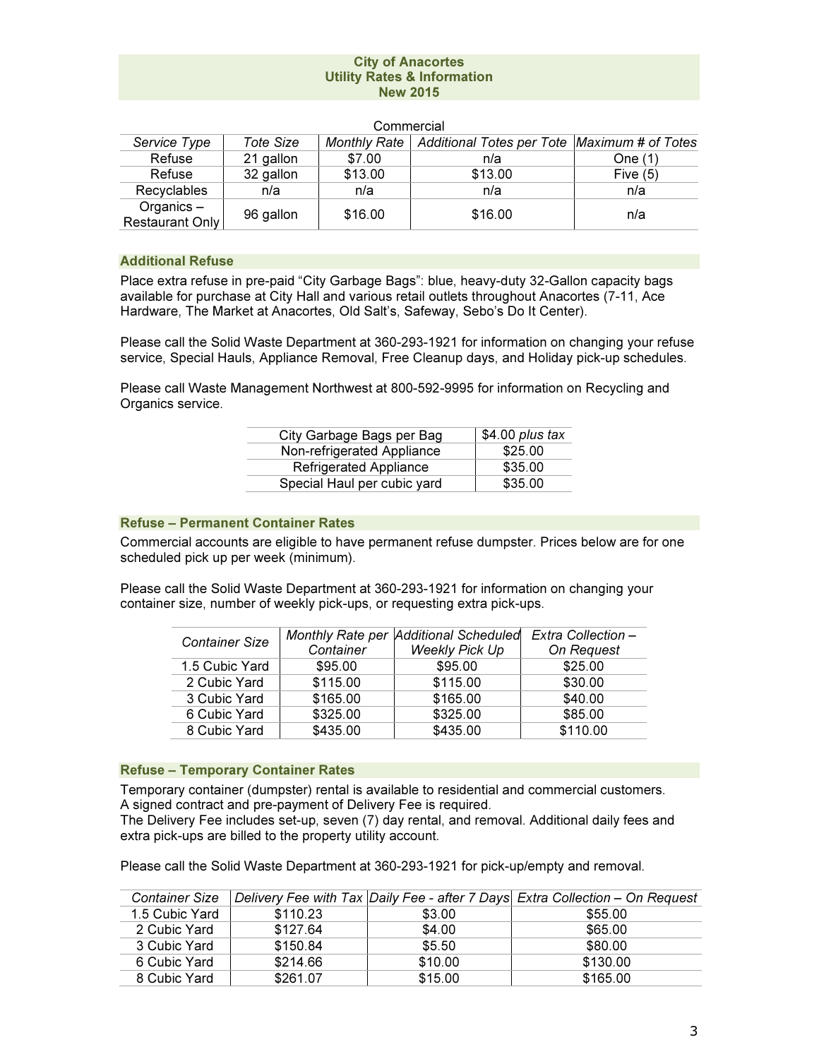# City of Anacortes
## Utility Rates & Information
## New 2015

Commercial

| *Service Type* | *Tote Size* | *Monthly Rate* | *Additional Totes per Tote* | *Maximum # of Totes* |
|---|---|---|---|---|
| Refuse | 21 gallon | $7.00 | n/a | One (1) |
| Refuse | 32 gallon | $13.00 | $13.00 | Five (5) |
| Recyclables | n/a | n/a | n/a | n/a |
| Organics – Restaurant Only | 96 gallon | $16.00 | $16.00 | n/a |

### Additional Refuse

Place extra refuse in pre-paid "City Garbage Bags": blue, heavy-duty 32-Gallon capacity bags available for purchase at City Hall and various retail outlets throughout Anacortes (7-11, Ace Hardware, The Market at Anacortes, Old Salt's, Safeway, Sebo's Do It Center).

Please call the Solid Waste Department at 360-293-1921 for information on changing your refuse service, Special Hauls, Appliance Removal, Free Cleanup days, and Holiday pick-up schedules.

Please call Waste Management Northwest at 800-592-9995 for information on Recycling and Organics service.

| Item | Rate |
|---|---|
| City Garbage Bags per Bag | $4.00 *plus tax* |
| Non-refrigerated Appliance | $25.00 |
| Refrigerated Appliance | $35.00 |
| Special Haul per cubic yard | $35.00 |

### Refuse – Permanent Container Rates

Commercial accounts are eligible to have permanent refuse dumpster. Prices below are for one scheduled pick up per week (minimum).

Please call the Solid Waste Department at 360-293-1921 for information on changing your container size, number of weekly pick-ups, or requesting extra pick-ups.

| *Container Size* | *Monthly Rate per Container* | *Additional Scheduled Weekly Pick Up* | *Extra Collection – On Request* |
|---|---|---|---|
| 1.5 Cubic Yard | $95.00 | $95.00 | $25.00 |
| 2 Cubic Yard | $115.00 | $115.00 | $30.00 |
| 3 Cubic Yard | $165.00 | $165.00 | $40.00 |
| 6 Cubic Yard | $325.00 | $325.00 | $85.00 |
| 8 Cubic Yard | $435.00 | $435.00 | $110.00 |

### Refuse – Temporary Container Rates

Temporary container (dumpster) rental is available to residential and commercial customers.
A signed contract and pre-payment of Delivery Fee is required.
The Delivery Fee includes set-up, seven (7) day rental, and removal. Additional daily fees and extra pick-ups are billed to the property utility account.

Please call the Solid Waste Department at 360-293-1921 for pick-up/empty and removal.

| *Container Size* | *Delivery Fee with Tax* | *Daily Fee - after 7 Days* | *Extra Collection – On Request* |
|---|---|---|---|
| 1.5 Cubic Yard | $110.23 | $3.00 | $55.00 |
| 2 Cubic Yard | $127.64 | $4.00 | $65.00 |
| 3 Cubic Yard | $150.84 | $5.50 | $80.00 |
| 6 Cubic Yard | $214.66 | $10.00 | $130.00 |
| 8 Cubic Yard | $261.07 | $15.00 | $165.00 |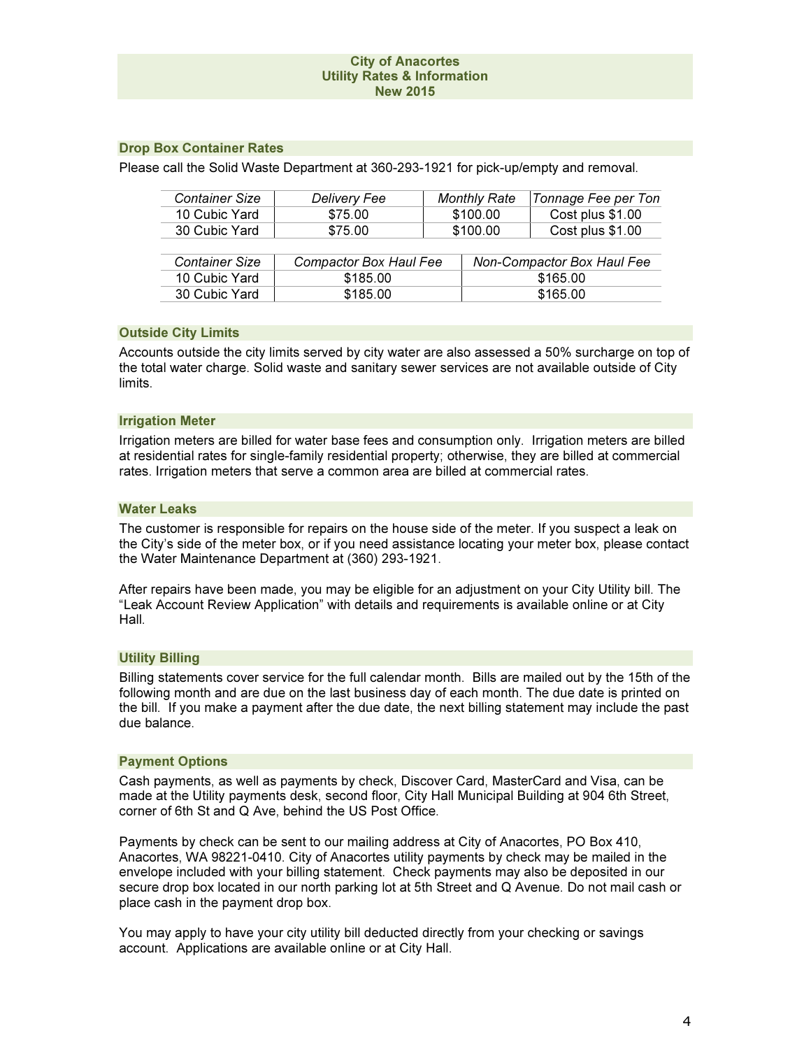**City of Anacortes**
**Utility Rates & Information**
**New 2015**

## Drop Box Container Rates

Please call the Solid Waste Department at 360-293-1921 for pick-up/empty and removal.

| *Container Size* | *Delivery Fee* | *Monthly Rate* | *Tonnage Fee per Ton* |
|---|---|---|---|
| 10 Cubic Yard | $75.00 | $100.00 | Cost plus $1.00 |
| 30 Cubic Yard | $75.00 | $100.00 | Cost plus $1.00 |

| *Container Size* | *Compactor Box Haul Fee* | *Non-Compactor Box Haul Fee* |
|---|---|---|
| 10 Cubic Yard | $185.00 | $165.00 |
| 30 Cubic Yard | $185.00 | $165.00 |

## Outside City Limits

Accounts outside the city limits served by city water are also assessed a 50% surcharge on top of the total water charge. Solid waste and sanitary sewer services are not available outside of City limits.

## Irrigation Meter

Irrigation meters are billed for water base fees and consumption only. Irrigation meters are billed at residential rates for single-family residential property; otherwise, they are billed at commercial rates. Irrigation meters that serve a common area are billed at commercial rates.

## Water Leaks

The customer is responsible for repairs on the house side of the meter. If you suspect a leak on the City's side of the meter box, or if you need assistance locating your meter box, please contact the Water Maintenance Department at (360) 293-1921.

After repairs have been made, you may be eligible for an adjustment on your City Utility bill. The "Leak Account Review Application" with details and requirements is available online or at City Hall.

## Utility Billing

Billing statements cover service for the full calendar month. Bills are mailed out by the 15th of the following month and are due on the last business day of each month. The due date is printed on the bill. If you make a payment after the due date, the next billing statement may include the past due balance.

## Payment Options

Cash payments, as well as payments by check, Discover Card, MasterCard and Visa, can be made at the Utility payments desk, second floor, City Hall Municipal Building at 904 6th Street, corner of 6th St and Q Ave, behind the US Post Office.

Payments by check can be sent to our mailing address at City of Anacortes, PO Box 410, Anacortes, WA 98221-0410. City of Anacortes utility payments by check may be mailed in the envelope included with your billing statement. Check payments may also be deposited in our secure drop box located in our north parking lot at 5th Street and Q Avenue. Do not mail cash or place cash in the payment drop box.

You may apply to have your city utility bill deducted directly from your checking or savings account. Applications are available online or at City Hall.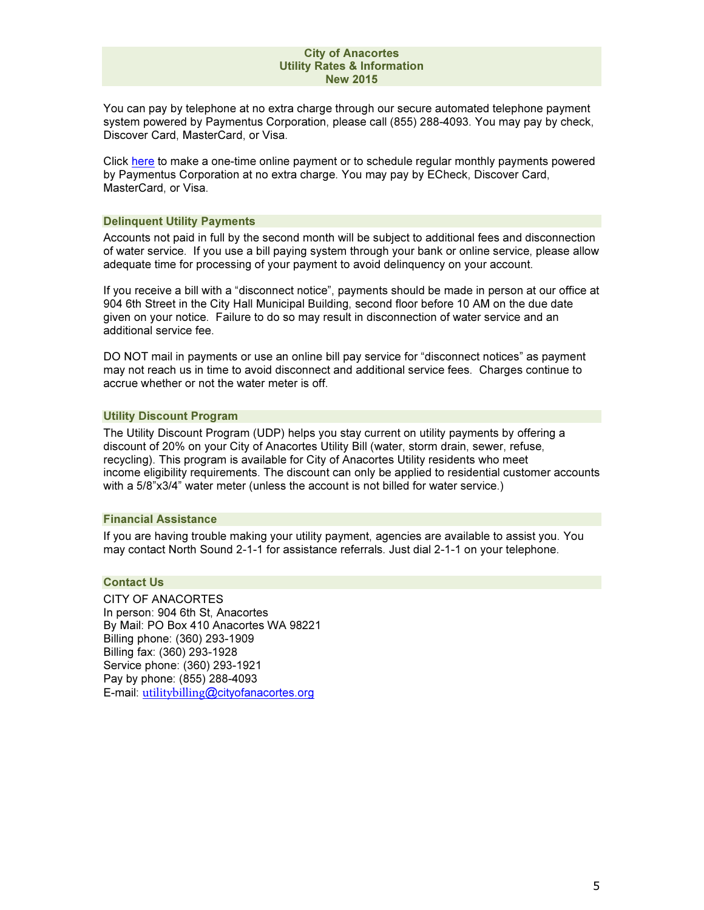# City of Anacortes
## Utility Rates & Information
## New 2015

You can pay by telephone at no extra charge through our secure automated telephone payment system powered by Paymentus Corporation, please call (855) 288-4093. You may pay by check, Discover Card, MasterCard, or Visa.

Click here to make a one-time online payment or to schedule regular monthly payments powered by Paymentus Corporation at no extra charge. You may pay by ECheck, Discover Card, MasterCard, or Visa.

### Delinquent Utility Payments

Accounts not paid in full by the second month will be subject to additional fees and disconnection of water service. If you use a bill paying system through your bank or online service, please allow adequate time for processing of your payment to avoid delinquency on your account.

If you receive a bill with a "disconnect notice", payments should be made in person at our office at 904 6th Street in the City Hall Municipal Building, second floor before 10 AM on the due date given on your notice. Failure to do so may result in disconnection of water service and an additional service fee.

DO NOT mail in payments or use an online bill pay service for "disconnect notices" as payment may not reach us in time to avoid disconnect and additional service fees. Charges continue to accrue whether or not the water meter is off.

### Utility Discount Program

The Utility Discount Program (UDP) helps you stay current on utility payments by offering a discount of 20% on your City of Anacortes Utility Bill (water, storm drain, sewer, refuse, recycling). This program is available for City of Anacortes Utility residents who meet income eligibility requirements. The discount can only be applied to residential customer accounts with a 5/8"x3/4" water meter (unless the account is not billed for water service.)

### Financial Assistance

If you are having trouble making your utility payment, agencies are available to assist you. You may contact North Sound 2-1-1 for assistance referrals. Just dial 2-1-1 on your telephone.

### Contact Us

CITY OF ANACORTES
In person: 904 6th St, Anacortes
By Mail: PO Box 410 Anacortes WA 98221
Billing phone: (360) 293-1909
Billing fax: (360) 293-1928
Service phone: (360) 293-1921
Pay by phone: (855) 288-4093
E-mail: utilitybilling@cityofanacortes.org